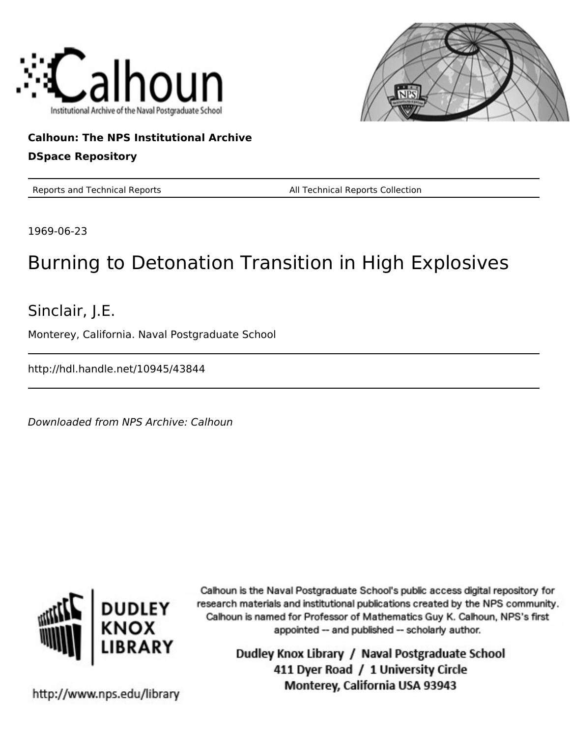Calhoun

Institutional Archive of the Naval Postgraduate School

**Calhoun: The NPS Institutional Archive**

**DSpace Repository**

Reports and Technical Reports | All Technical Reports Collection

1969-06-23

# Burning to Detonation Transition in High Explosives

## Sinclair, J.E.

Monterey, California. Naval Postgraduate School

http://hdl.handle.net/10945/43844

*Downloaded from NPS Archive: Calhoun*

DUDLEY KNOX LIBRARY

Calhoun is the Naval Postgraduate School's public access digital repository for research materials and institutional publications created by the NPS community. Calhoun is named for Professor of Mathematics Guy K. Calhoun, NPS's first appointed -- and published -- scholarly author.

Dudley Knox Library / Naval Postgraduate School
411 Dyer Road / 1 University Circle
Monterey, California USA 93943

http://www.nps.edu/library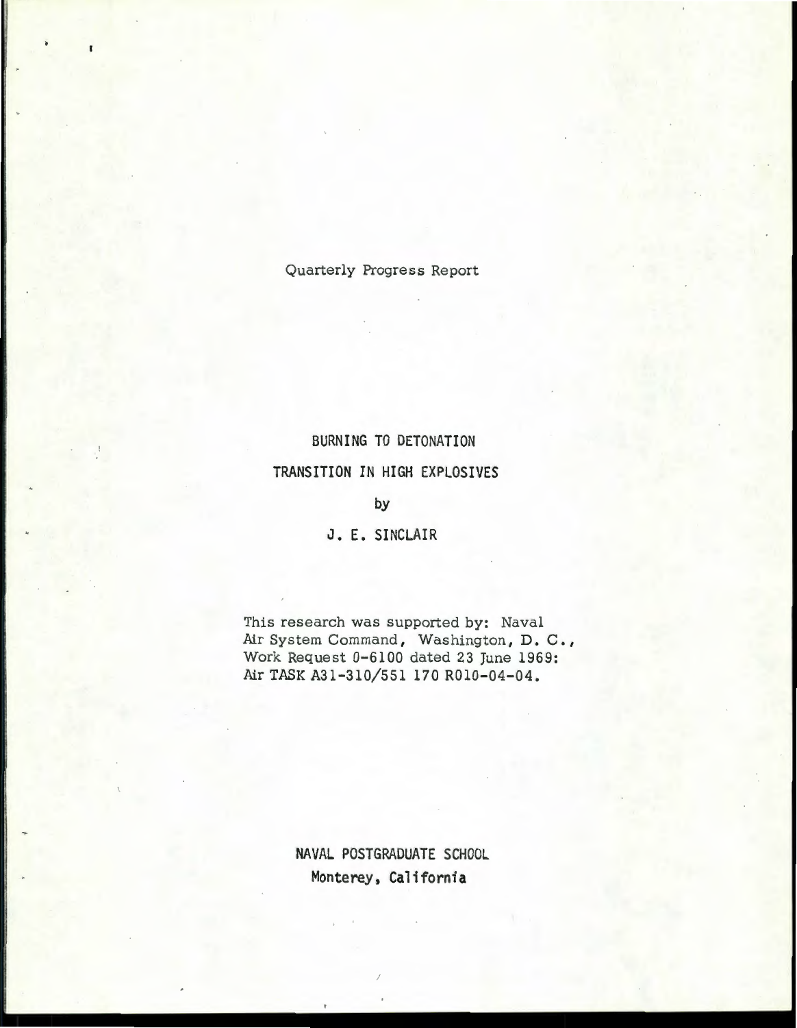Quarterly Progress Report

# BURNING TO DETONATION TRANSITION IN HIGH EXPLOSIVES

by

J. E. SINCLAIR

This research was supported by: Naval Air System Command, Washington, D. C., Work Request 0-6100 dated 23 June 1969: Air TASK A31-310/551 170 R010-04-04.

NAVAL POSTGRADUATE SCHOOL
Monterey, California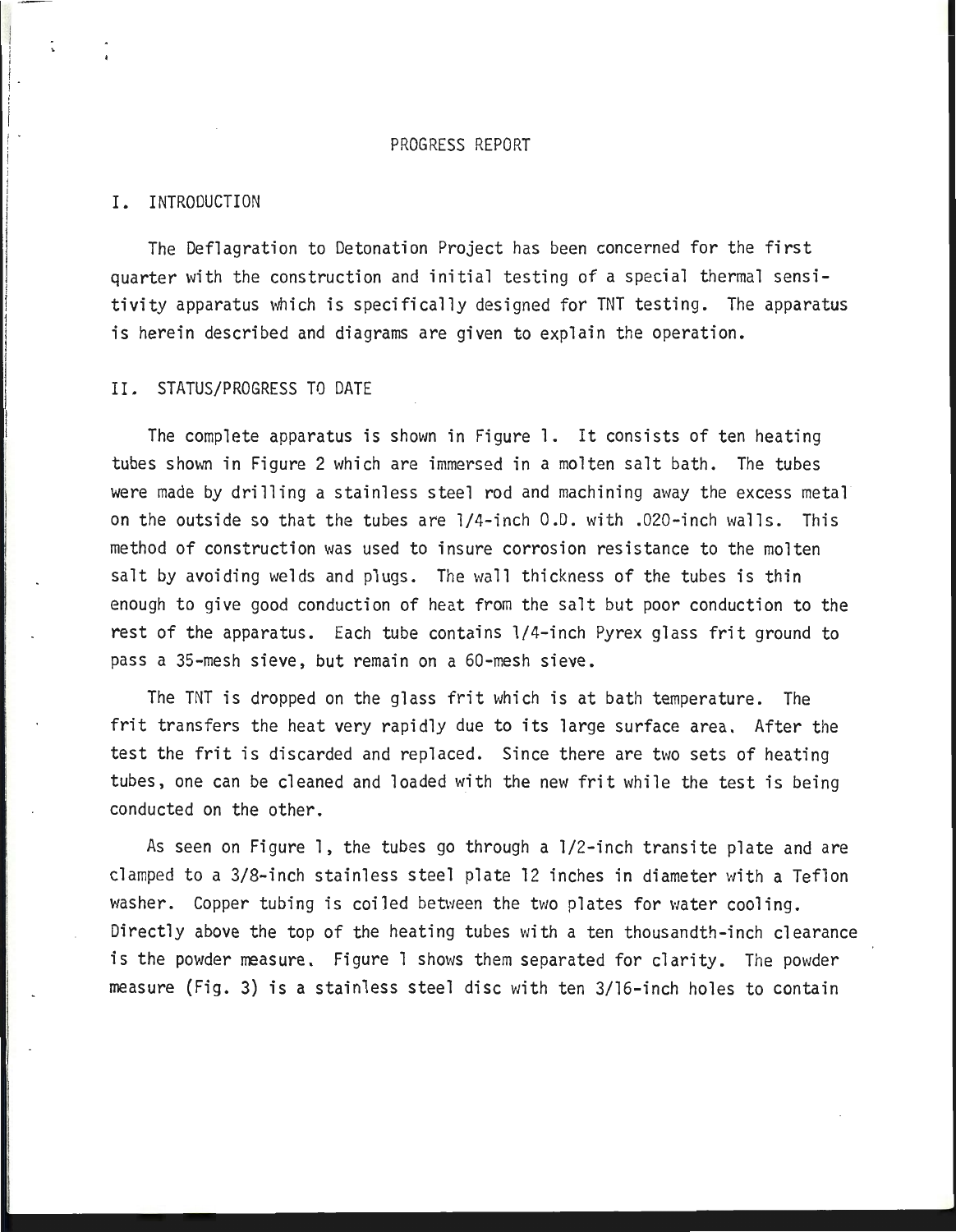# PROGRESS REPORT

## I. INTRODUCTION

The Deflagration to Detonation Project has been concerned for the first quarter with the construction and initial testing of a special thermal sensitivity apparatus which is specifically designed for TNT testing. The apparatus is herein described and diagrams are given to explain the operation.

## II. STATUS/PROGRESS TO DATE

The complete apparatus is shown in Figure 1. It consists of ten heating tubes shown in Figure 2 which are immersed in a molten salt bath. The tubes were made by drilling a stainless steel rod and machining away the excess metal on the outside so that the tubes are 1/4-inch O.D. with .020-inch walls. This method of construction was used to insure corrosion resistance to the molten salt by avoiding welds and plugs. The wall thickness of the tubes is thin enough to give good conduction of heat from the salt but poor conduction to the rest of the apparatus. Each tube contains 1/4-inch Pyrex glass frit ground to pass a 35-mesh sieve, but remain on a 60-mesh sieve.

The TNT is dropped on the glass frit which is at bath temperature. The frit transfers the heat very rapidly due to its large surface area. After the test the frit is discarded and replaced. Since there are two sets of heating tubes, one can be cleaned and loaded with the new frit while the test is being conducted on the other.

As seen on Figure 1, the tubes go through a 1/2-inch transite plate and are clamped to a 3/8-inch stainless steel plate 12 inches in diameter with a Teflon washer. Copper tubing is coiled between the two plates for water cooling. Directly above the top of the heating tubes with a ten thousandth-inch clearance is the powder measure. Figure 1 shows them separated for clarity. The powder measure (Fig. 3) is a stainless steel disc with ten 3/16-inch holes to contain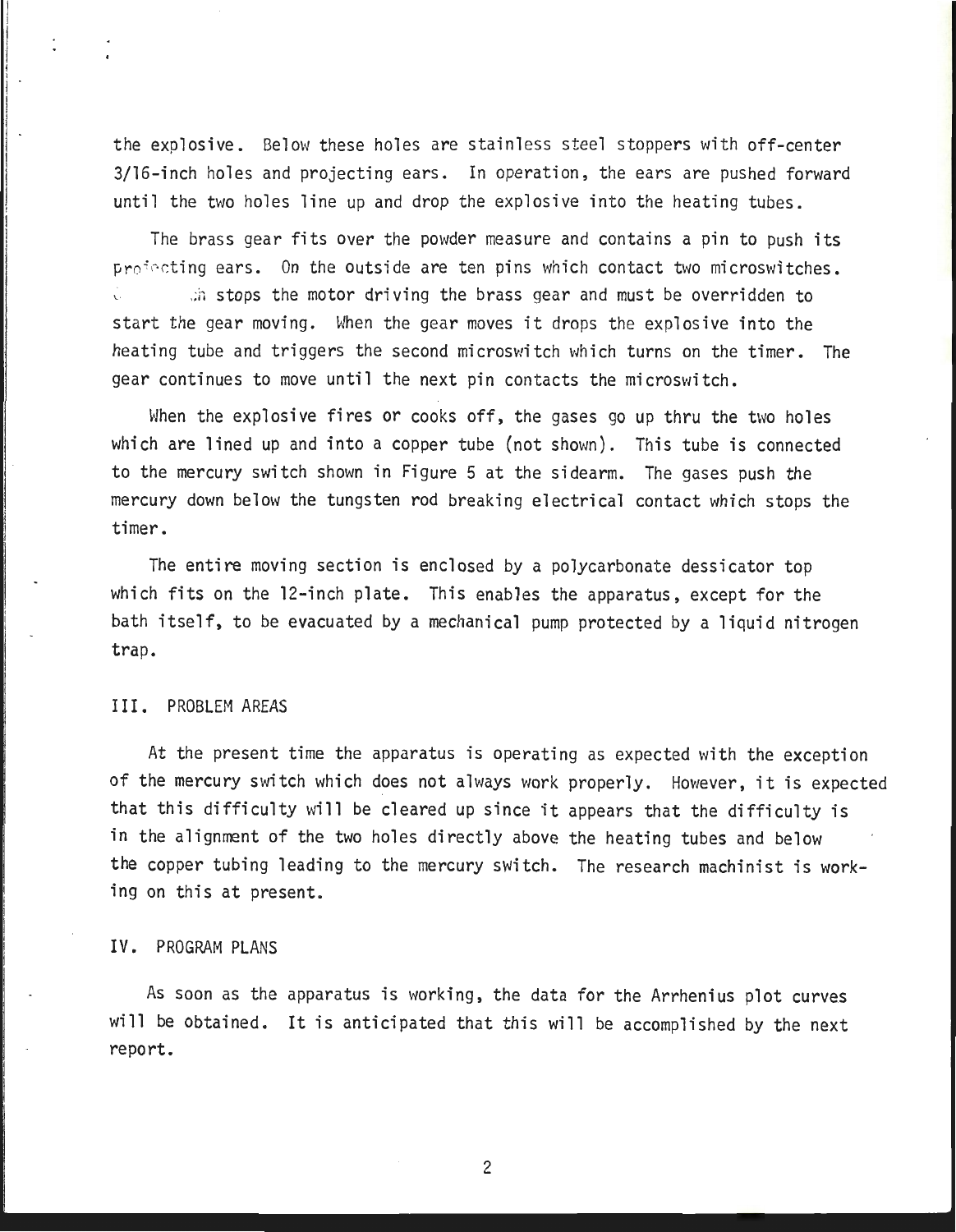the explosive. Below these holes are stainless steel stoppers with off-center 3/16-inch holes and projecting ears. In operation, the ears are pushed forward until the two holes line up and drop the explosive into the heating tubes.

The brass gear fits over the powder measure and contains a pin to push its projecting ears. On the outside are ten pins which contact two microswitches. ... stops the motor driving the brass gear and must be overridden to start the gear moving. When the gear moves it drops the explosive into the heating tube and triggers the second microswitch which turns on the timer. The gear continues to move until the next pin contacts the microswitch.

When the explosive fires or cooks off, the gases go up thru the two holes which are lined up and into a copper tube (not shown). This tube is connected to the mercury switch shown in Figure 5 at the sidearm. The gases push the mercury down below the tungsten rod breaking electrical contact which stops the timer.

The entire moving section is enclosed by a polycarbonate dessicator top which fits on the 12-inch plate. This enables the apparatus, except for the bath itself, to be evacuated by a mechanical pump protected by a liquid nitrogen trap.

## III. PROBLEM AREAS

At the present time the apparatus is operating as expected with the exception of the mercury switch which does not always work properly. However, it is expected that this difficulty will be cleared up since it appears that the difficulty is in the alignment of the two holes directly above the heating tubes and below the copper tubing leading to the mercury switch. The research machinist is working on this at present.

## IV. PROGRAM PLANS

As soon as the apparatus is working, the data for the Arrhenius plot curves will be obtained. It is anticipated that this will be accomplished by the next report.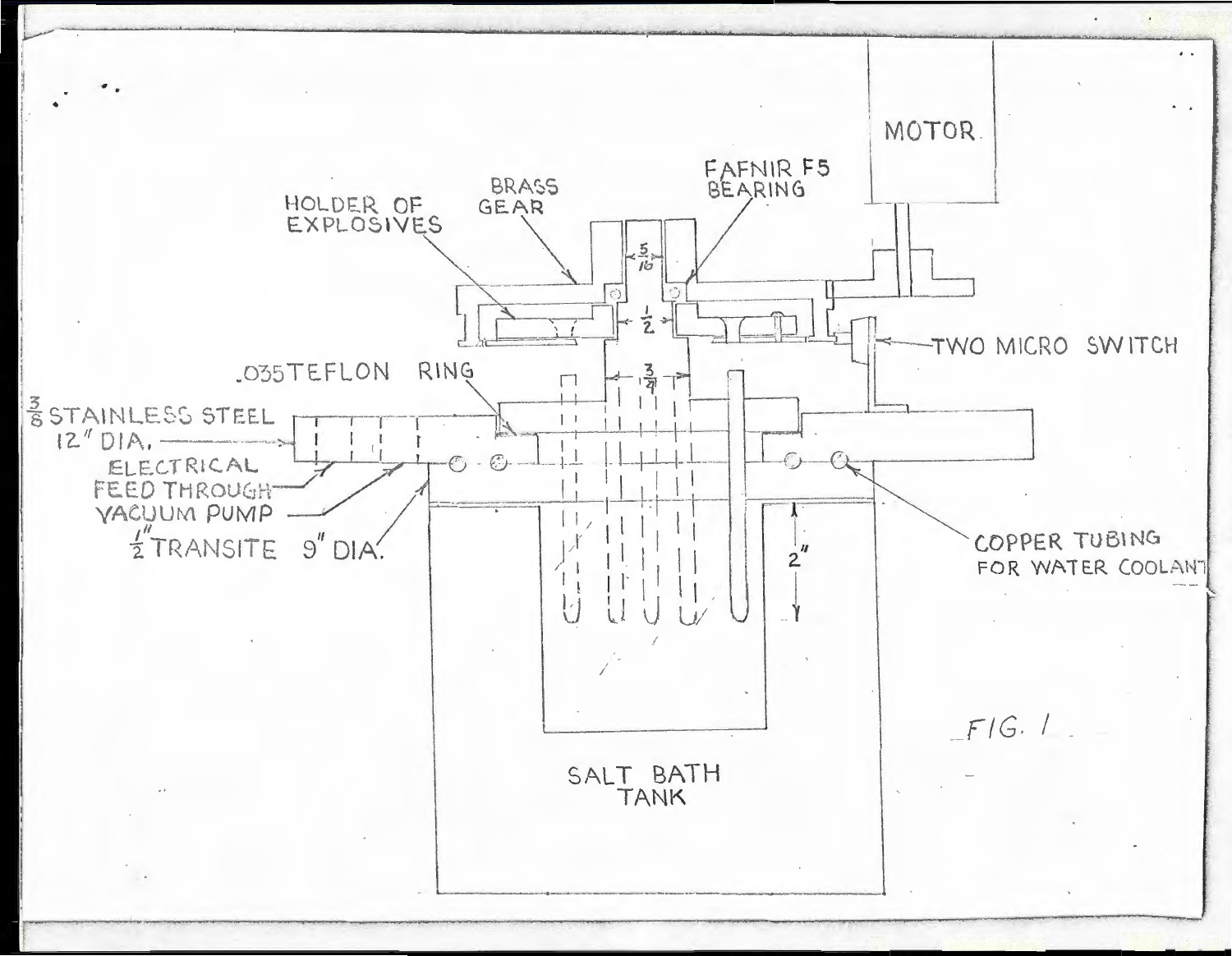MOTOR

HOLDER OF EXPLOSIVES

BRASS GEAR

FAFNIR F5 BEARING

$\frac{5}{16}$

$\frac{1}{2}$

$\frac{3}{4}$

TWO MICRO SWITCH

.035 TEFLON RING

$\frac{3}{8}$ STAINLESS STEEL 12" DIA.

ELECTRICAL FEED THROUGH

VACUUM PUMP

$\frac{1}{2}$" TRANSITE 9" DIA.

2"

COPPER TUBING FOR WATER COOLANT

SALT BATH TANK

FIG. 1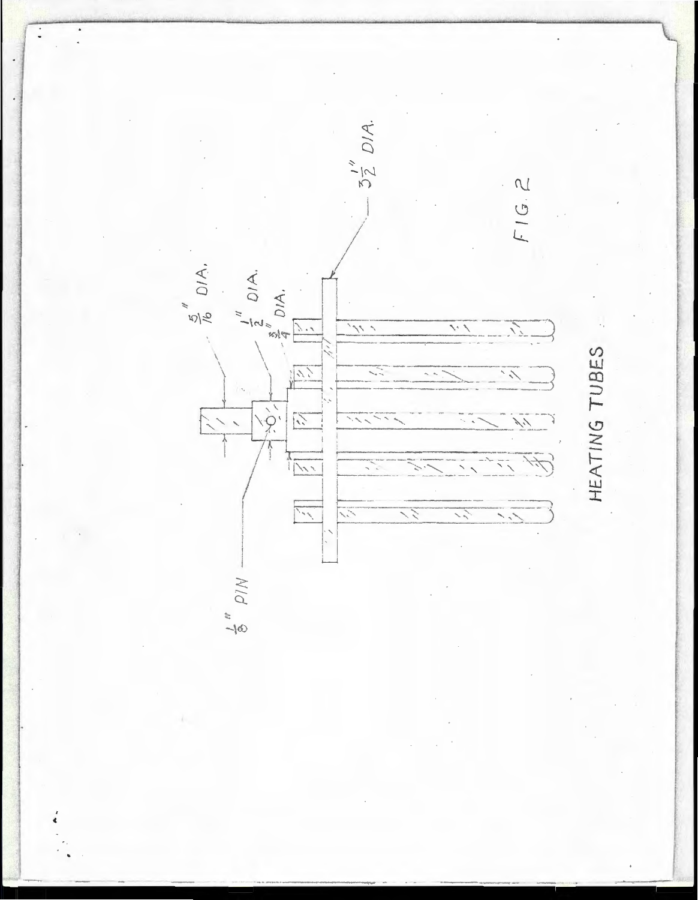5/16" DIA.

1/2" DIA.

3/4" DIA.

3 1/2" DIA.

1/8" PIN

HEATING TUBES

FIG. 2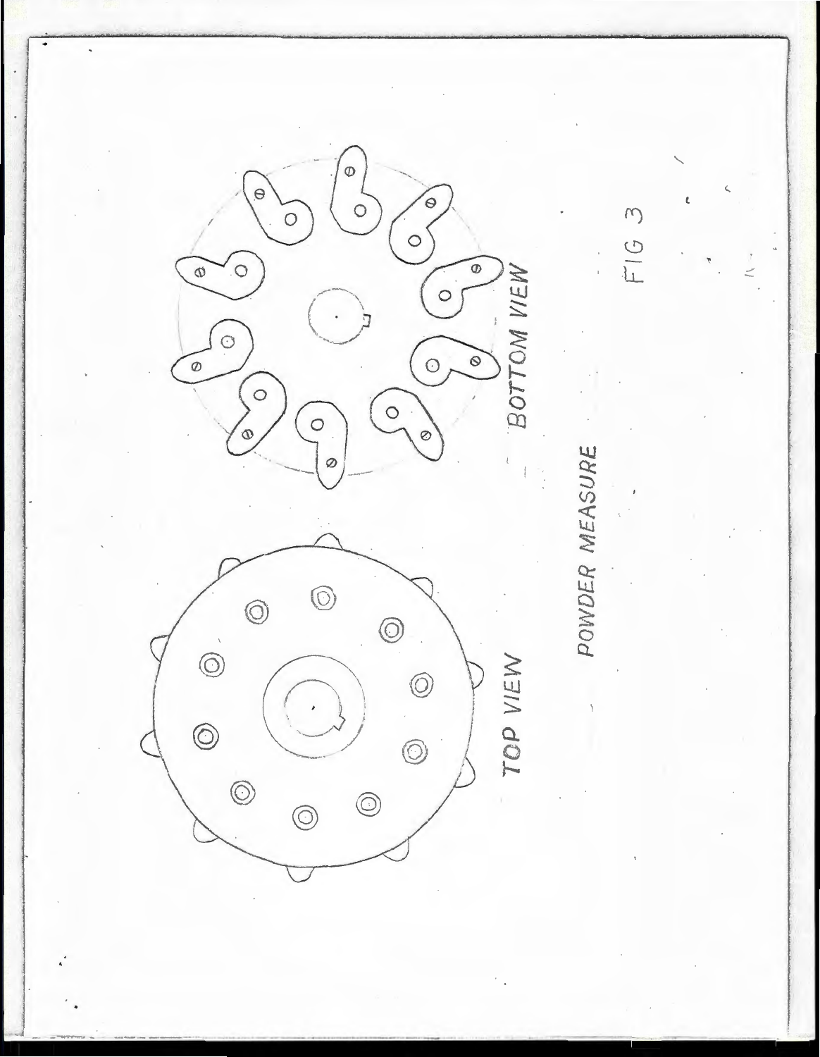TOP VIEW

BOTTOM VIEW

POWDER MEASURE

FIG 3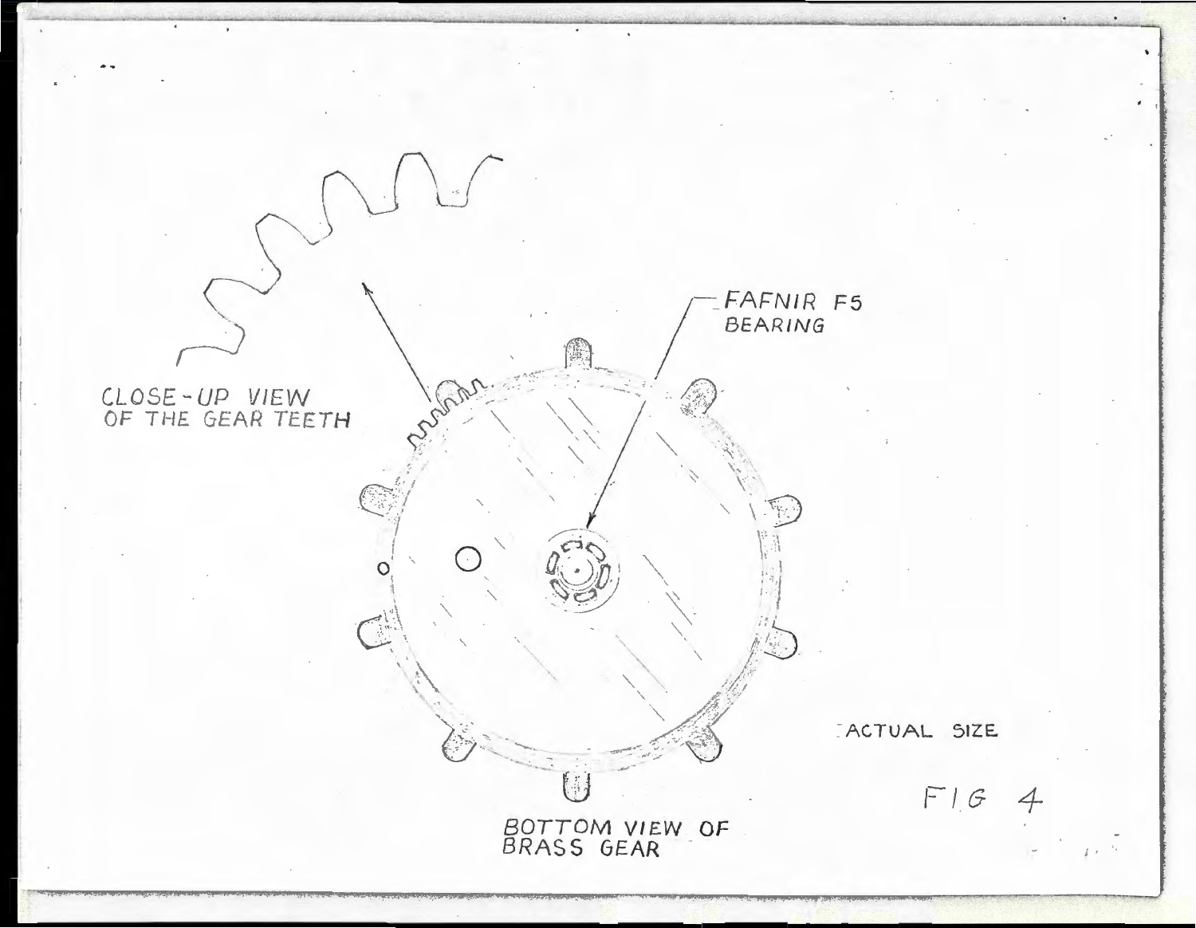CLOSE-UP VIEW OF THE GEAR TEETH

FAFNIR F5 BEARING

ACTUAL SIZE

BOTTOM VIEW OF BRASS GEAR

FIG 4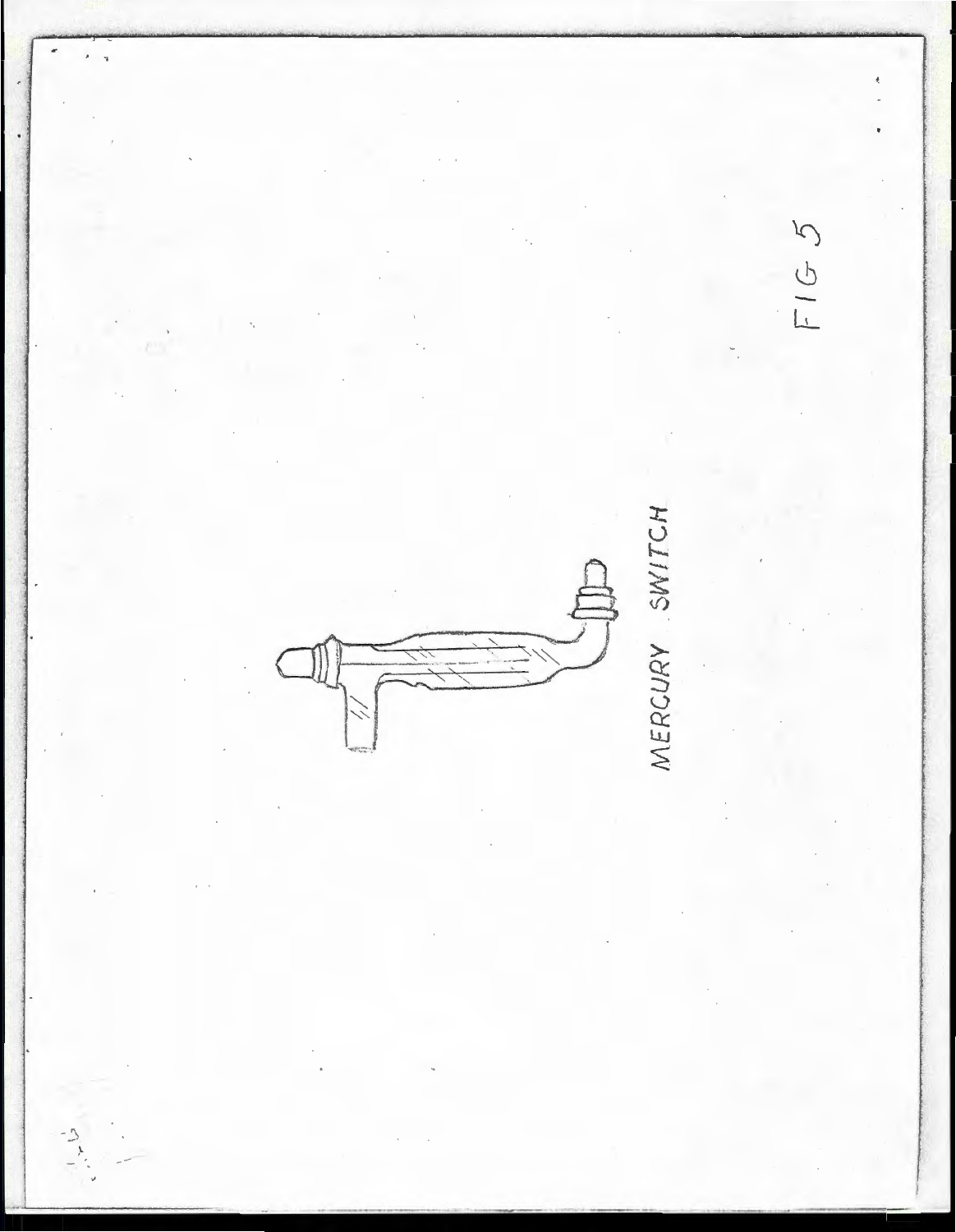MERCURY SWITCH

FIG 5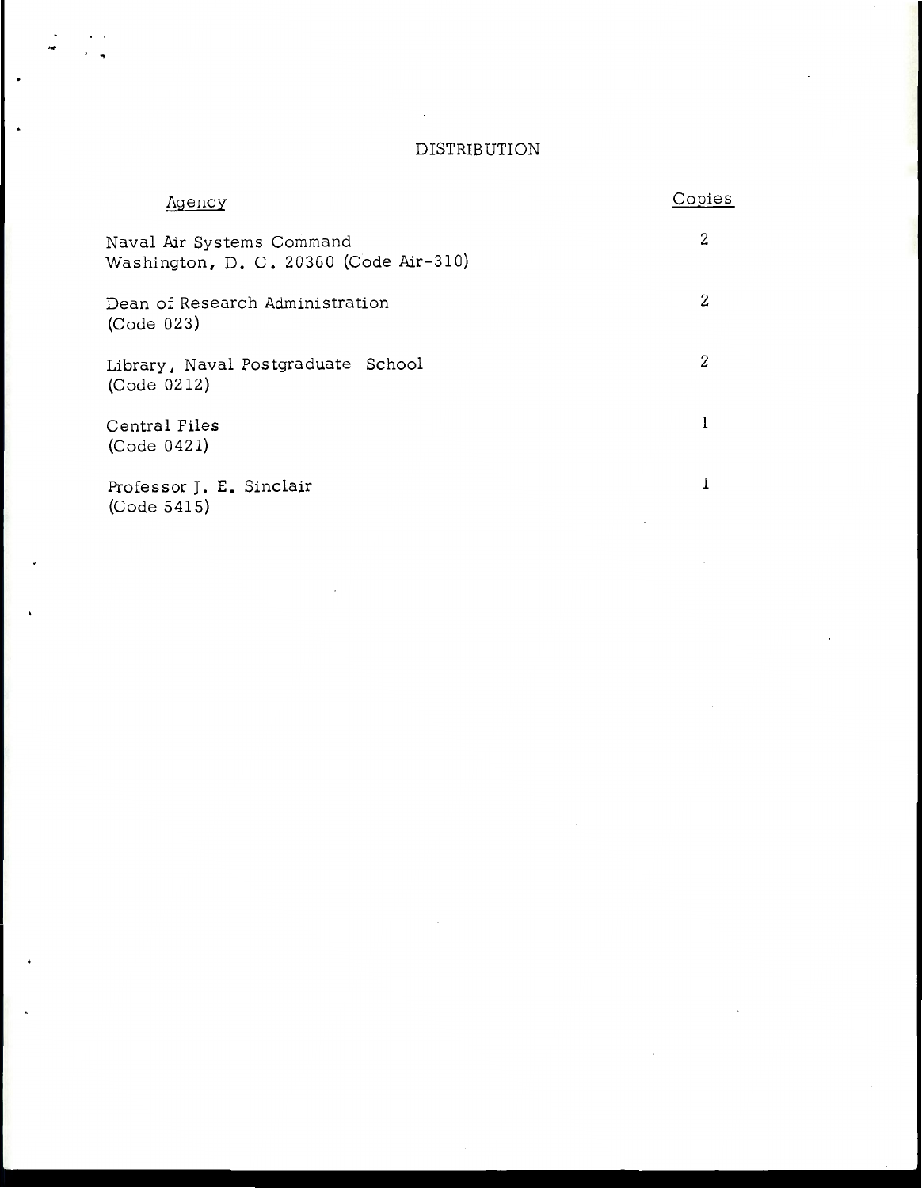# DISTRIBUTION

| Agency | Copies |
| --- | --- |
| Naval Air Systems Command<br>Washington, D. C. 20360 (Code Air-310) | 2 |
| Dean of Research Administration<br>(Code 023) | 2 |
| Library, Naval Postgraduate School<br>(Code 0212) | 2 |
| Central Files<br>(Code 0421) | 1 |
| Professor J. E. Sinclair<br>(Code 5415) | 1 |